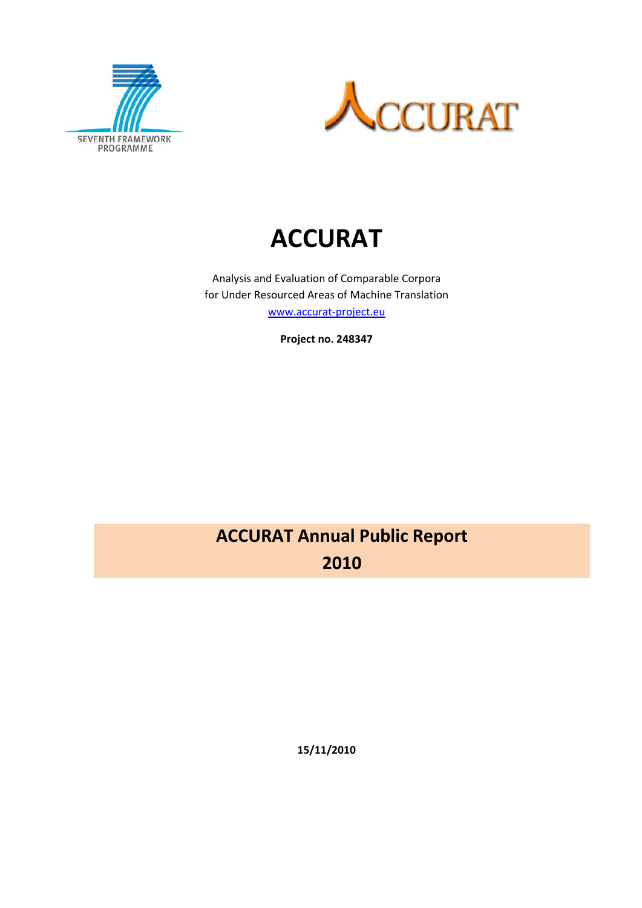SEVENTH FRAMEWORK PROGRAMME

# ACCURAT

Analysis and Evaluation of Comparable Corpora
for Under Resourced Areas of Machine Translation

www.accurat-project.eu

**Project no. 248347**

## ACCURAT Annual Public Report 2010

**15/11/2010**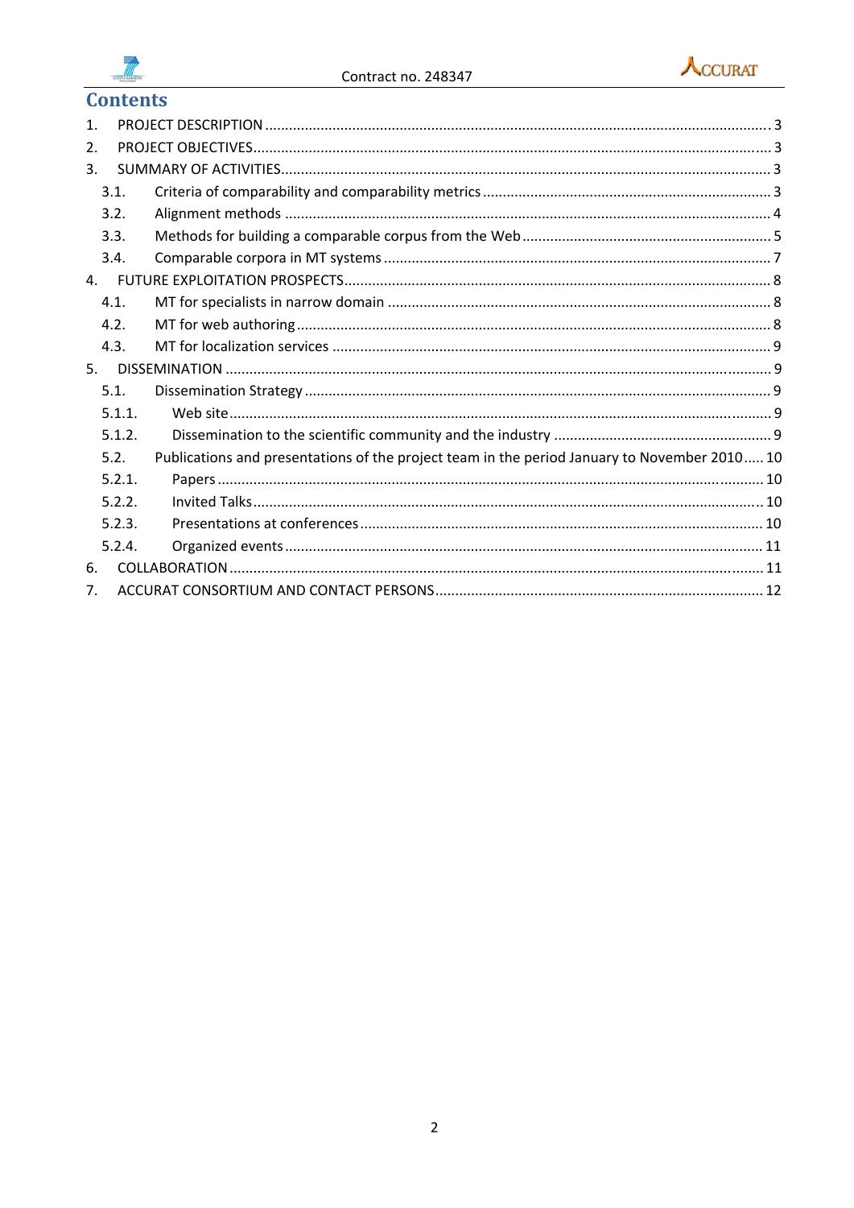# Contents

1. PROJECT DESCRIPTION ... 3
2. PROJECT OBJECTIVES ... 3
3. SUMMARY OF ACTIVITIES ... 3
   - 3.1. Criteria of comparability and comparability metrics ... 3
   - 3.2. Alignment methods ... 4
   - 3.3. Methods for building a comparable corpus from the Web ... 5
   - 3.4. Comparable corpora in MT systems ... 7
4. FUTURE EXPLOITATION PROSPECTS ... 8
   - 4.1. MT for specialists in narrow domain ... 8
   - 4.2. MT for web authoring ... 8
   - 4.3. MT for localization services ... 9
5. DISSEMINATION ... 9
   - 5.1. Dissemination Strategy ... 9
     - 5.1.1. Web site ... 9
     - 5.1.2. Dissemination to the scientific community and the industry ... 9
   - 5.2. Publications and presentations of the project team in the period January to November 2010 ... 10
     - 5.2.1. Papers ... 10
     - 5.2.2. Invited Talks ... 10
     - 5.2.3. Presentations at conferences ... 10
     - 5.2.4. Organized events ... 11
6. COLLABORATION ... 11
7. ACCURAT CONSORTIUM AND CONTACT PERSONS ... 12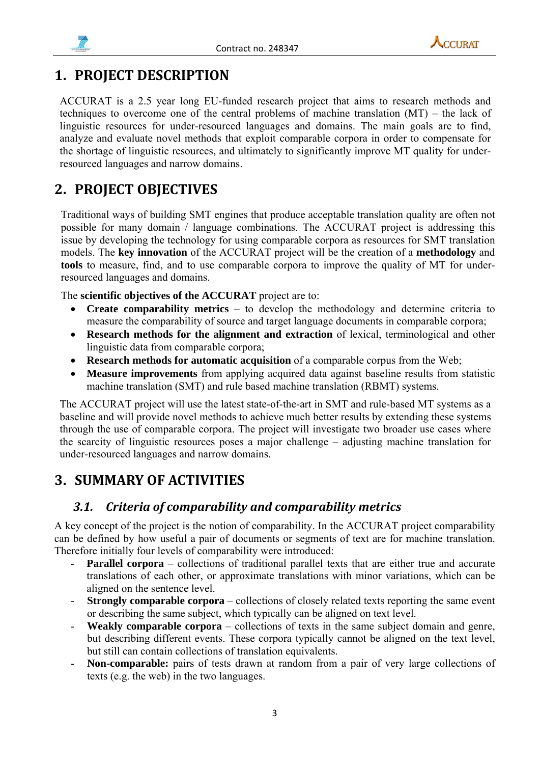# 1. PROJECT DESCRIPTION

ACCURAT is a 2.5 year long EU-funded research project that aims to research methods and techniques to overcome one of the central problems of machine translation (MT) – the lack of linguistic resources for under-resourced languages and domains. The main goals are to find, analyze and evaluate novel methods that exploit comparable corpora in order to compensate for the shortage of linguistic resources, and ultimately to significantly improve MT quality for under-resourced languages and narrow domains.

# 2. PROJECT OBJECTIVES

Traditional ways of building SMT engines that produce acceptable translation quality are often not possible for many domain / language combinations. The ACCURAT project is addressing this issue by developing the technology for using comparable corpora as resources for SMT translation models. The **key innovation** of the ACCURAT project will be the creation of a **methodology** and **tools** to measure, find, and to use comparable corpora to improve the quality of MT for under-resourced languages and domains.

The **scientific objectives of the ACCURAT** project are to:

- **Create comparability metrics** – to develop the methodology and determine criteria to measure the comparability of source and target language documents in comparable corpora;
- **Research methods for the alignment and extraction** of lexical, terminological and other linguistic data from comparable corpora;
- **Research methods for automatic acquisition** of a comparable corpus from the Web;
- **Measure improvements** from applying acquired data against baseline results from statistic machine translation (SMT) and rule based machine translation (RBMT) systems.

The ACCURAT project will use the latest state-of-the-art in SMT and rule-based MT systems as a baseline and will provide novel methods to achieve much better results by extending these systems through the use of comparable corpora. The project will investigate two broader use cases where the scarcity of linguistic resources poses a major challenge – adjusting machine translation for under-resourced languages and narrow domains.

# 3. SUMMARY OF ACTIVITIES

## *3.1. Criteria of comparability and comparability metrics*

A key concept of the project is the notion of comparability. In the ACCURAT project comparability can be defined by how useful a pair of documents or segments of text are for machine translation. Therefore initially four levels of comparability were introduced:

- **Parallel corpora** – collections of traditional parallel texts that are either true and accurate translations of each other, or approximate translations with minor variations, which can be aligned on the sentence level.
- **Strongly comparable corpora** – collections of closely related texts reporting the same event or describing the same subject, which typically can be aligned on text level.
- **Weakly comparable corpora** – collections of texts in the same subject domain and genre, but describing different events. These corpora typically cannot be aligned on the text level, but still can contain collections of translation equivalents.
- **Non-comparable:** pairs of tests drawn at random from a pair of very large collections of texts (e.g. the web) in the two languages.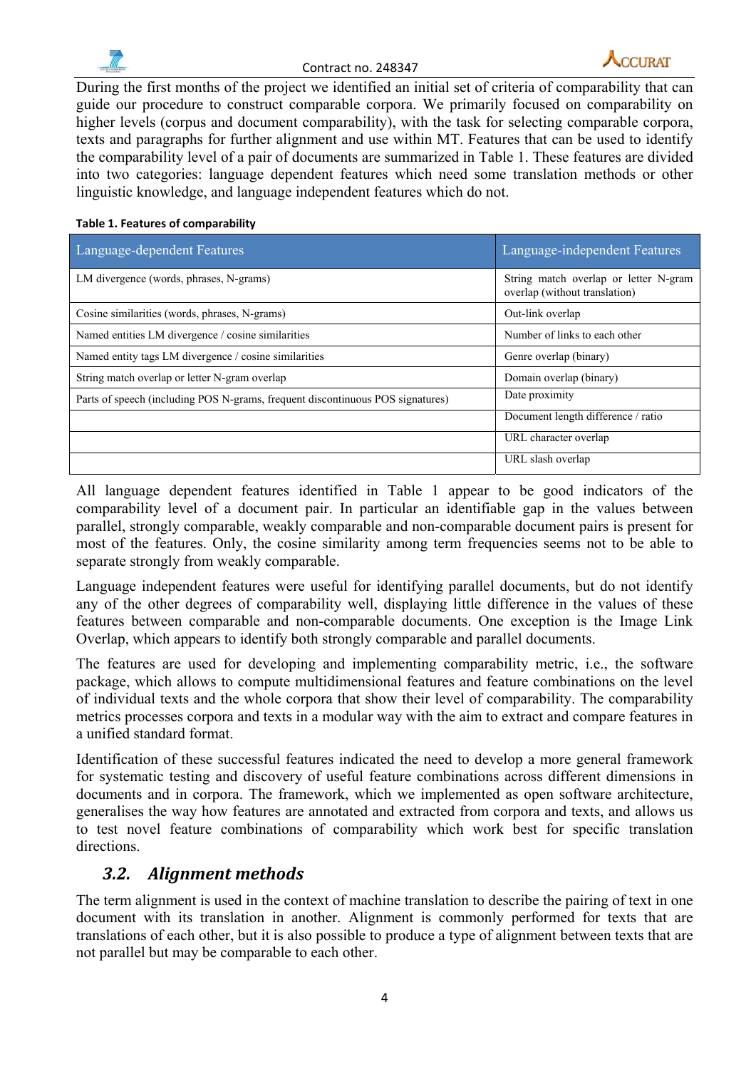During the first months of the project we identified an initial set of criteria of comparability that can guide our procedure to construct comparable corpora. We primarily focused on comparability on higher levels (corpus and document comparability), with the task for selecting comparable corpora, texts and paragraphs for further alignment and use within MT. Features that can be used to identify the comparability level of a pair of documents are summarized in Table 1. These features are divided into two categories: language dependent features which need some translation methods or other linguistic knowledge, and language independent features which do not.

**Table 1. Features of comparability**

| Language-dependent Features | Language-independent Features |
|---|---|
| LM divergence (words, phrases, N-grams) | String match overlap or letter N-gram overlap (without translation) |
| Cosine similarities (words, phrases, N-grams) | Out-link overlap |
| Named entities LM divergence / cosine similarities | Number of links to each other |
| Named entity tags LM divergence / cosine similarities | Genre overlap (binary) |
| String match overlap or letter N-gram overlap | Domain overlap (binary) |
| Parts of speech (including POS N-grams, frequent discontinuous POS signatures) | Date proximity |
| | Document length difference / ratio |
| | URL character overlap |
| | URL slash overlap |

All language dependent features identified in Table 1 appear to be good indicators of the comparability level of a document pair. In particular an identifiable gap in the values between parallel, strongly comparable, weakly comparable and non-comparable document pairs is present for most of the features. Only, the cosine similarity among term frequencies seems not to be able to separate strongly from weakly comparable.

Language independent features were useful for identifying parallel documents, but do not identify any of the other degrees of comparability well, displaying little difference in the values of these features between comparable and non-comparable documents. One exception is the Image Link Overlap, which appears to identify both strongly comparable and parallel documents.

The features are used for developing and implementing comparability metric, i.e., the software package, which allows to compute multidimensional features and feature combinations on the level of individual texts and the whole corpora that show their level of comparability. The comparability metrics processes corpora and texts in a modular way with the aim to extract and compare features in a unified standard format.

Identification of these successful features indicated the need to develop a more general framework for systematic testing and discovery of useful feature combinations across different dimensions in documents and in corpora. The framework, which we implemented as open software architecture, generalises the way how features are annotated and extracted from corpora and texts, and allows us to test novel feature combinations of comparability which work best for specific translation directions.

### *3.2. Alignment methods*

The term alignment is used in the context of machine translation to describe the pairing of text in one document with its translation in another. Alignment is commonly performed for texts that are translations of each other, but it is also possible to produce a type of alignment between texts that are not parallel but may be comparable to each other.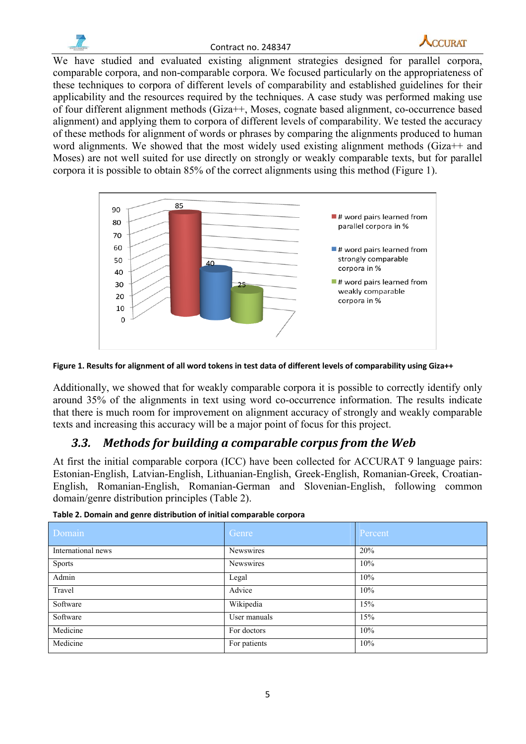We have studied and evaluated existing alignment strategies designed for parallel corpora, comparable corpora, and non-comparable corpora. We focused particularly on the appropriateness of these techniques to corpora of different levels of comparability and established guidelines for their applicability and the resources required by the techniques. A case study was performed making use of four different alignment methods (Giza++, Moses, cognate based alignment, co-occurrence based alignment) and applying them to corpora of different levels of comparability. We tested the accuracy of these methods for alignment of words or phrases by comparing the alignments produced to human word alignments. We showed that the most widely used existing alignment methods (Giza++ and Moses) are not well suited for use directly on strongly or weakly comparable texts, but for parallel corpora it is possible to obtain 85% of the correct alignments using this method (Figure 1).

**Figure 1. Results for alignment of all word tokens in test data of different levels of comparability using Giza++**

Additionally, we showed that for weakly comparable corpora it is possible to correctly identify only around 35% of the alignments in text using word co-occurrence information. The results indicate that there is much room for improvement on alignment accuracy of strongly and weakly comparable texts and increasing this accuracy will be a major point of focus for this project.

## *3.3. Methods for building a comparable corpus from the Web*

At first the initial comparable corpora (ICC) have been collected for ACCURAT 9 language pairs: Estonian-English, Latvian-English, Lithuanian-English, Greek-English, Romanian-Greek, Croatian-English, Romanian-English, Romanian-German and Slovenian-English, following common domain/genre distribution principles (Table 2).

**Table 2. Domain and genre distribution of initial comparable corpora**

| Domain | Genre | Percent |
|---|---|---|
| International news | Newswires | 20% |
| Sports | Newswires | 10% |
| Admin | Legal | 10% |
| Travel | Advice | 10% |
| Software | Wikipedia | 15% |
| Software | User manuals | 15% |
| Medicine | For doctors | 10% |
| Medicine | For patients | 10% |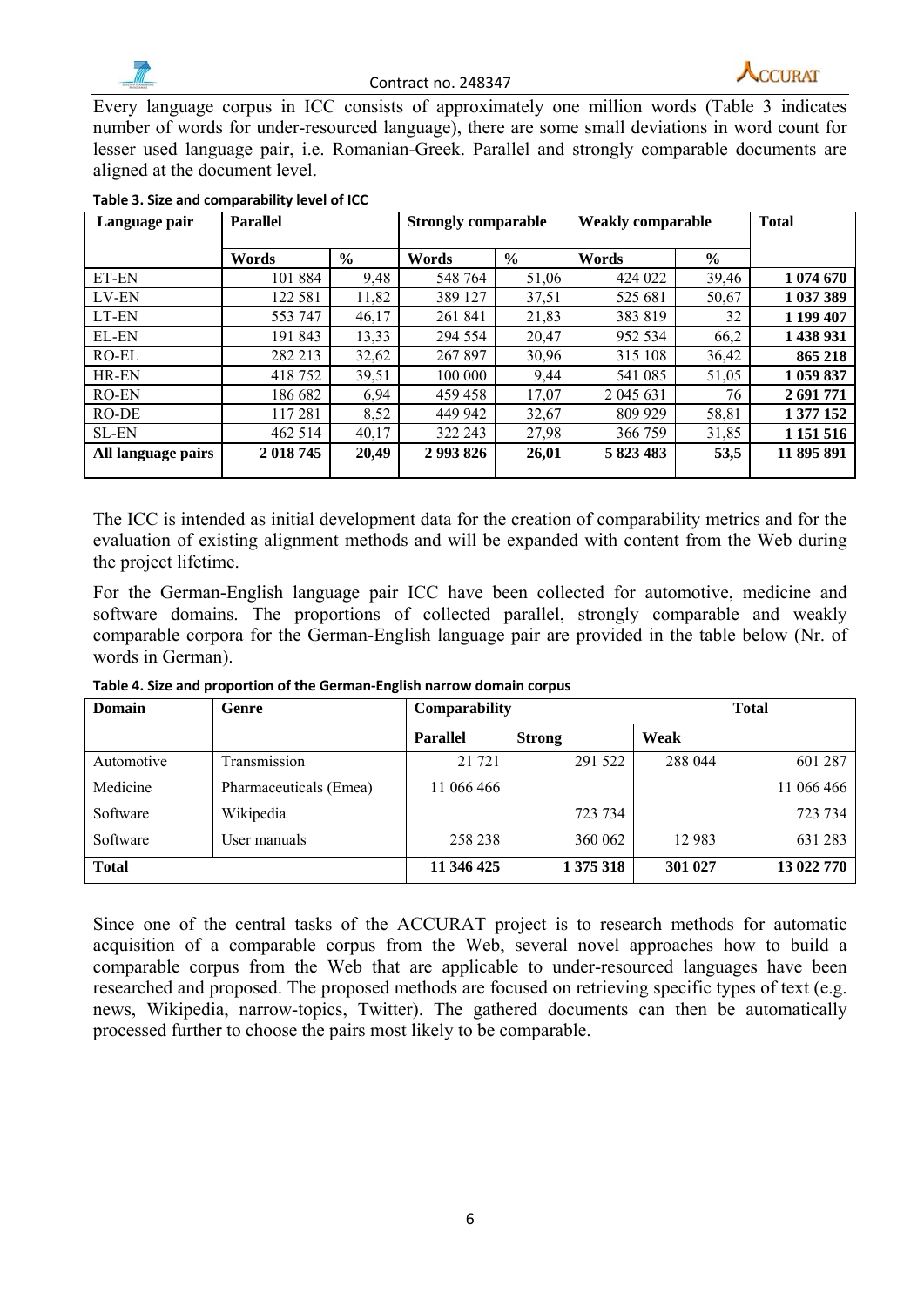Every language corpus in ICC consists of approximately one million words (Table 3 indicates number of words for under-resourced language), there are some small deviations in word count for lesser used language pair, i.e. Romanian-Greek. Parallel and strongly comparable documents are aligned at the document level.

**Table 3. Size and comparability level of ICC**

| Language pair | Parallel | | Strongly comparable | | Weakly comparable | | Total |
|---|---|---|---|---|---|---|---|
| | Words | % | Words | % | Words | % | |
| ET-EN | 101 884 | 9,48 | 548 764 | 51,06 | 424 022 | 39,46 | **1 074 670** |
| LV-EN | 122 581 | 11,82 | 389 127 | 37,51 | 525 681 | 50,67 | **1 037 389** |
| LT-EN | 553 747 | 46,17 | 261 841 | 21,83 | 383 819 | 32 | **1 199 407** |
| EL-EN | 191 843 | 13,33 | 294 554 | 20,47 | 952 534 | 66,2 | **1 438 931** |
| RO-EL | 282 213 | 32,62 | 267 897 | 30,96 | 315 108 | 36,42 | **865 218** |
| HR-EN | 418 752 | 39,51 | 100 000 | 9,44 | 541 085 | 51,05 | **1 059 837** |
| RO-EN | 186 682 | 6,94 | 459 458 | 17,07 | 2 045 631 | 76 | **2 691 771** |
| RO-DE | 117 281 | 8,52 | 449 942 | 32,67 | 809 929 | 58,81 | **1 377 152** |
| SL-EN | 462 514 | 40,17 | 322 243 | 27,98 | 366 759 | 31,85 | **1 151 516** |
| **All language pairs** | **2 018 745** | **20,49** | **2 993 826** | **26,01** | **5 823 483** | **53,5** | **11 895 891** |

The ICC is intended as initial development data for the creation of comparability metrics and for the evaluation of existing alignment methods and will be expanded with content from the Web during the project lifetime.

For the German-English language pair ICC have been collected for automotive, medicine and software domains. The proportions of collected parallel, strongly comparable and weakly comparable corpora for the German-English language pair are provided in the table below (Nr. of words in German).

**Table 4. Size and proportion of the German-English narrow domain corpus**

| Domain | Genre | Comparability | | | Total |
|---|---|---|---|---|---|
| | | **Parallel** | **Strong** | **Weak** | |
| Automotive | Transmission | 21 721 | 291 522 | 288 044 | 601 287 |
| Medicine | Pharmaceuticals (Emea) | 11 066 466 | | | 11 066 466 |
| Software | Wikipedia | | 723 734 | | 723 734 |
| Software | User manuals | 258 238 | 360 062 | 12 983 | 631 283 |
| **Total** | | **11 346 425** | **1 375 318** | **301 027** | **13 022 770** |

Since one of the central tasks of the ACCURAT project is to research methods for automatic acquisition of a comparable corpus from the Web, several novel approaches how to build a comparable corpus from the Web that are applicable to under-resourced languages have been researched and proposed. The proposed methods are focused on retrieving specific types of text (e.g. news, Wikipedia, narrow-topics, Twitter). The gathered documents can then be automatically processed further to choose the pairs most likely to be comparable.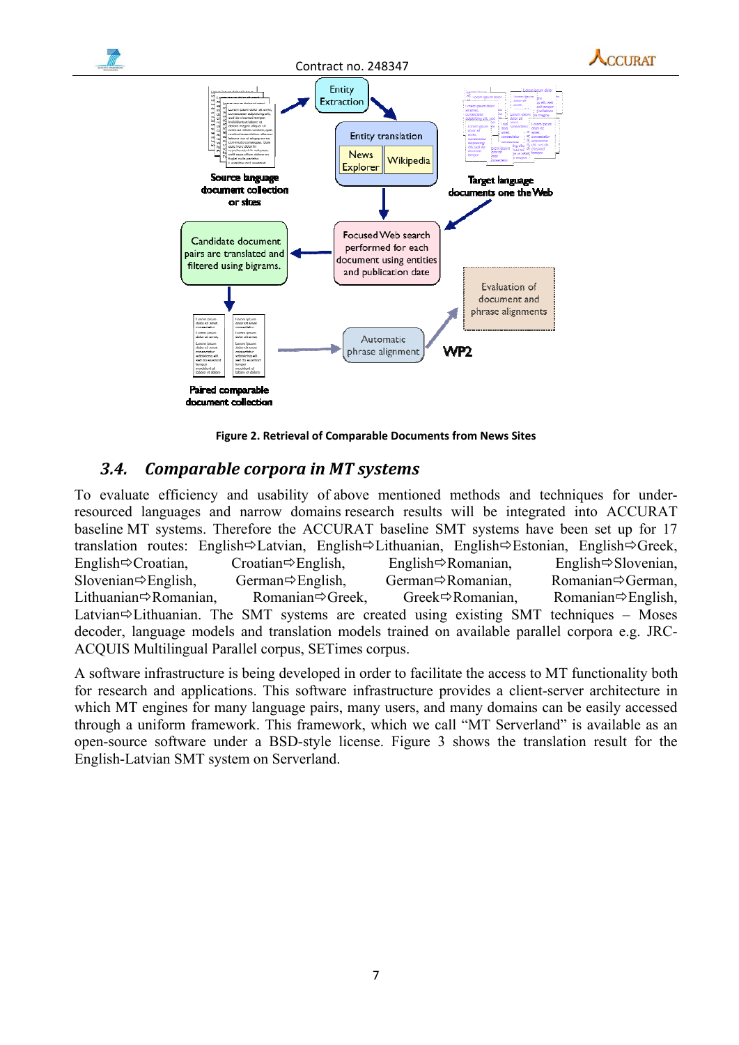Figure 2. Retrieval of Comparable Documents from News Sites

### 3.4. Comparable corpora in MT systems

To evaluate efficiency and usability of above mentioned methods and techniques for under-resourced languages and narrow domains research results will be integrated into ACCURAT baseline MT systems. Therefore the ACCURAT baseline SMT systems have been set up for 17 translation routes: English⇨Latvian, English⇨Lithuanian, English⇨Estonian, English⇨Greek, English⇨Croatian, Croatian⇨English, English⇨Romanian, English⇨Slovenian, Slovenian⇨English, German⇨English, German⇨Romanian, Romanian⇨German, Lithuanian⇨Romanian, Romanian⇨Greek, Greek⇨Romanian, Romanian⇨English, Latvian⇨Lithuanian. The SMT systems are created using existing SMT techniques – Moses decoder, language models and translation models trained on available parallel corpora e.g. JRC-ACQUIS Multilingual Parallel corpus, SETimes corpus.

A software infrastructure is being developed in order to facilitate the access to MT functionality both for research and applications. This software infrastructure provides a client-server architecture in which MT engines for many language pairs, many users, and many domains can be easily accessed through a uniform framework. This framework, which we call "MT Serverland" is available as an open-source software under a BSD-style license. Figure 3 shows the translation result for the English-Latvian SMT system on Serverland.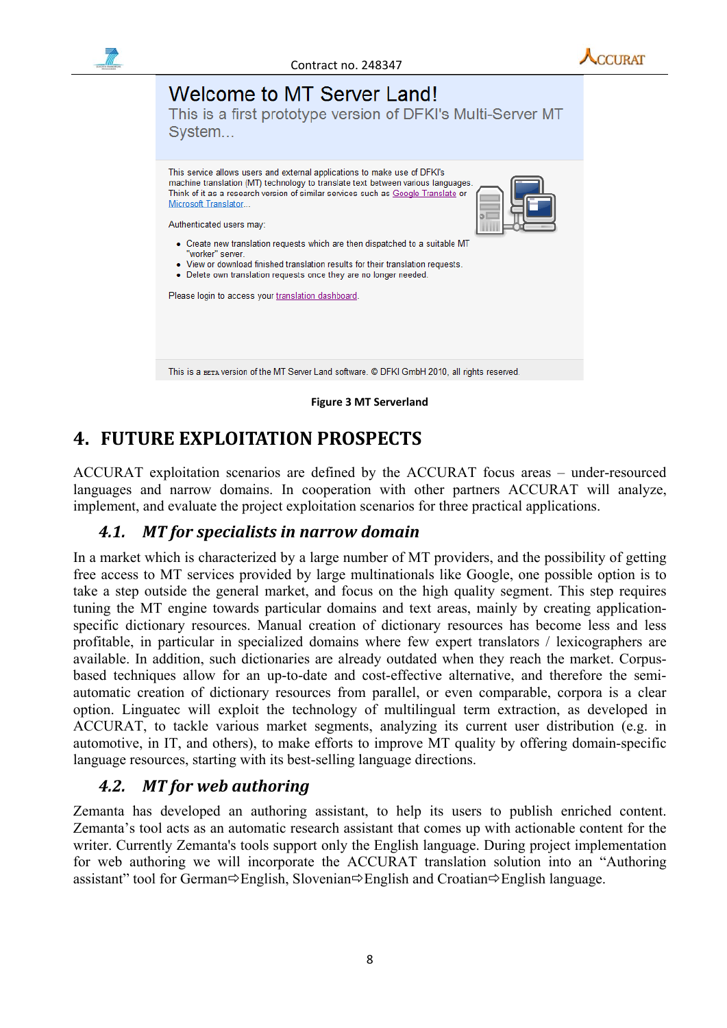Welcome to MT Server Land!

This is a first prototype version of DFKI's Multi-Server MT System...

This service allows users and external applications to make use of DFKI's machine translation (MT) technology to translate text between various languages. Think of it as a research version of similar services such as Google Translate or Microsoft Translator...

Authenticated users may:

- Create new translation requests which are then dispatched to a suitable MT "worker" server.
- View or download finished translation results for their translation requests.
- Delete own translation requests once they are no longer needed.

Please login to access your translation dashboard.

This is a BETA version of the MT Server Land software. © DFKI GmbH 2010, all rights reserved.

**Figure 3 MT Serverland**

# 4. FUTURE EXPLOITATION PROSPECTS

ACCURAT exploitation scenarios are defined by the ACCURAT focus areas – under-resourced languages and narrow domains. In cooperation with other partners ACCURAT will analyze, implement, and evaluate the project exploitation scenarios for three practical applications.

## 4.1. *MT for specialists in narrow domain*

In a market which is characterized by a large number of MT providers, and the possibility of getting free access to MT services provided by large multinationals like Google, one possible option is to take a step outside the general market, and focus on the high quality segment. This step requires tuning the MT engine towards particular domains and text areas, mainly by creating application-specific dictionary resources. Manual creation of dictionary resources has become less and less profitable, in particular in specialized domains where few expert translators / lexicographers are available. In addition, such dictionaries are already outdated when they reach the market. Corpus-based techniques allow for an up-to-date and cost-effective alternative, and therefore the semi-automatic creation of dictionary resources from parallel, or even comparable, corpora is a clear option. Linguatec will exploit the technology of multilingual term extraction, as developed in ACCURAT, to tackle various market segments, analyzing its current user distribution (e.g. in automotive, in IT, and others), to make efforts to improve MT quality by offering domain-specific language resources, starting with its best-selling language directions.

## 4.2. *MT for web authoring*

Zemanta has developed an authoring assistant, to help its users to publish enriched content. Zemanta's tool acts as an automatic research assistant that comes up with actionable content for the writer. Currently Zemanta's tools support only the English language. During project implementation for web authoring we will incorporate the ACCURAT translation solution into an "Authoring assistant" tool for German⇨English, Slovenian⇨English and Croatian⇨English language.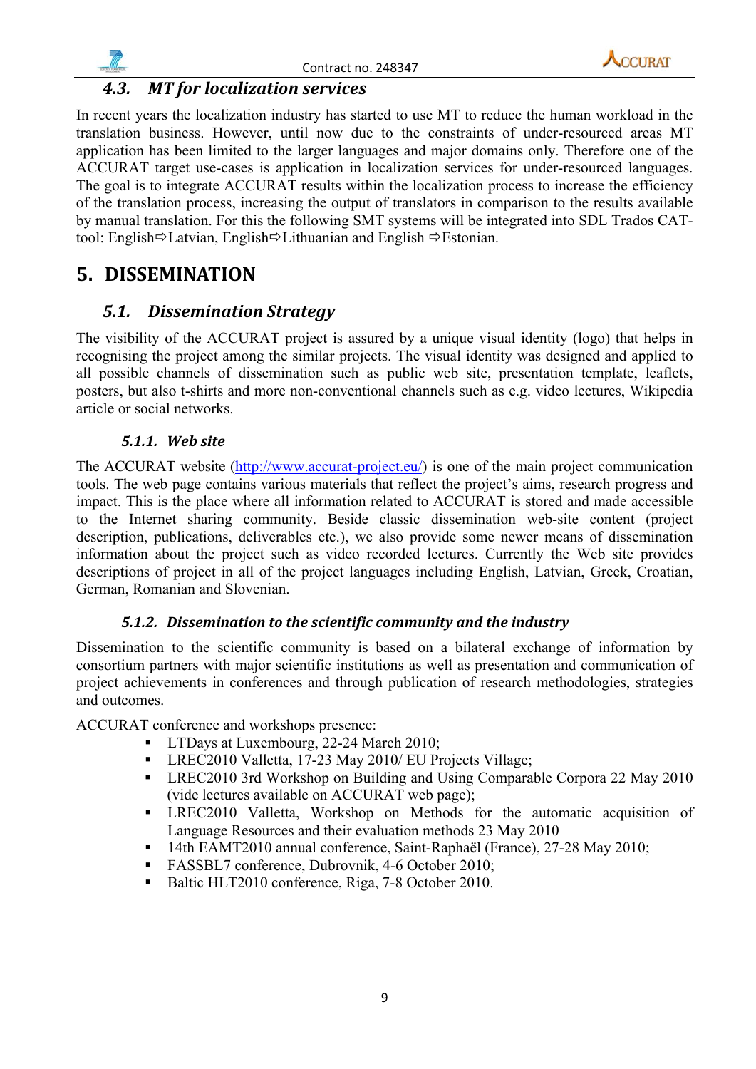### 4.3. *MT for localization services*

In recent years the localization industry has started to use MT to reduce the human workload in the translation business. However, until now due to the constraints of under-resourced areas MT application has been limited to the larger languages and major domains only. Therefore one of the ACCURAT target use-cases is application in localization services for under-resourced languages. The goal is to integrate ACCURAT results within the localization process to increase the efficiency of the translation process, increasing the output of translators in comparison to the results available by manual translation. For this the following SMT systems will be integrated into SDL Trados CAT-tool: English⇨Latvian, English⇨Lithuanian and English ⇨Estonian.

## 5. DISSEMINATION

### 5.1. *Dissemination Strategy*

The visibility of the ACCURAT project is assured by a unique visual identity (logo) that helps in recognising the project among the similar projects. The visual identity was designed and applied to all possible channels of dissemination such as public web site, presentation template, leaflets, posters, but also t-shirts and more non-conventional channels such as e.g. video lectures, Wikipedia article or social networks.

#### 5.1.1. *Web site*

The ACCURAT website (http://www.accurat-project.eu/) is one of the main project communication tools. The web page contains various materials that reflect the project's aims, research progress and impact. This is the place where all information related to ACCURAT is stored and made accessible to the Internet sharing community. Beside classic dissemination web-site content (project description, publications, deliverables etc.), we also provide some newer means of dissemination information about the project such as video recorded lectures. Currently the Web site provides descriptions of project in all of the project languages including English, Latvian, Greek, Croatian, German, Romanian and Slovenian.

#### 5.1.2. *Dissemination to the scientific community and the industry*

Dissemination to the scientific community is based on a bilateral exchange of information by consortium partners with major scientific institutions as well as presentation and communication of project achievements in conferences and through publication of research methodologies, strategies and outcomes.

ACCURAT conference and workshops presence:

- LTDays at Luxembourg, 22-24 March 2010;
- LREC2010 Valletta, 17-23 May 2010/ EU Projects Village;
- LREC2010 3rd Workshop on Building and Using Comparable Corpora 22 May 2010 (vide lectures available on ACCURAT web page);
- LREC2010 Valletta, Workshop on Methods for the automatic acquisition of Language Resources and their evaluation methods 23 May 2010
- 14th EAMT2010 annual conference, Saint-Raphaël (France), 27-28 May 2010;
- FASSBL7 conference, Dubrovnik, 4-6 October 2010;
- Baltic HLT2010 conference, Riga, 7-8 October 2010.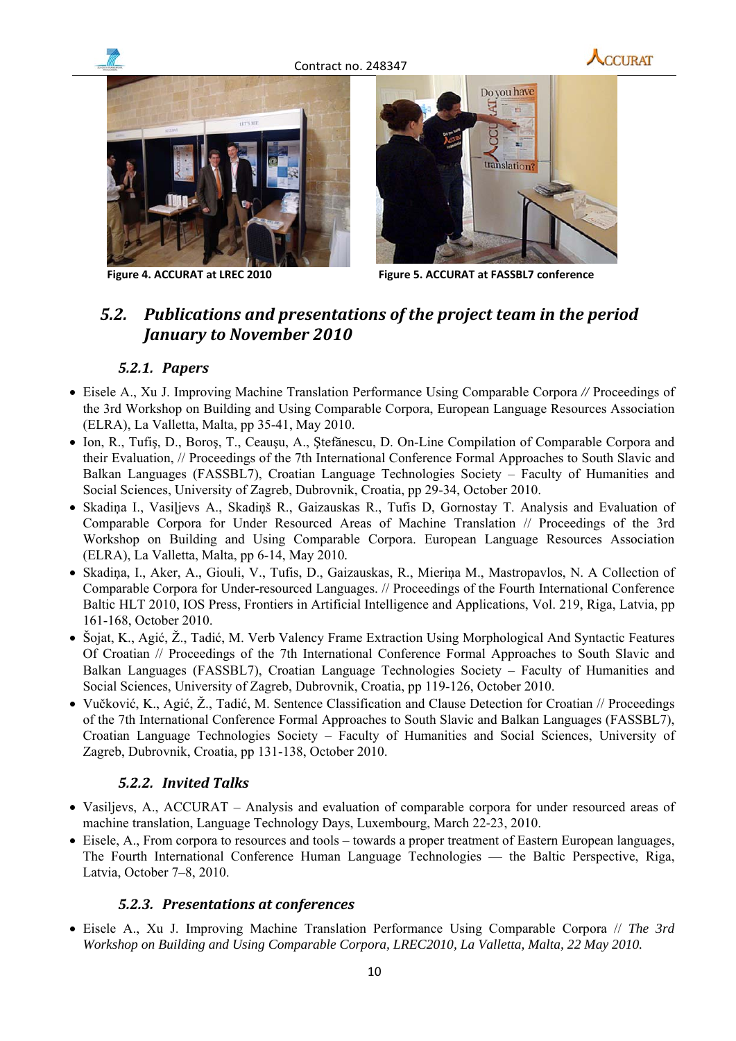Figure 4. ACCURAT at LREC 2010

Figure 5. ACCURAT at FASSBL7 conference

## *5.2. Publications and presentations of the project team in the period January to November 2010*

### *5.2.1. Papers*

- Eisele A., Xu J. Improving Machine Translation Performance Using Comparable Corpora *//* Proceedings of the 3rd Workshop on Building and Using Comparable Corpora, European Language Resources Association (ELRA), La Valletta, Malta, pp 35-41, May 2010.
- Ion, R., Tufiş, D., Boroş, T., Ceauşu, A., Ştefănescu, D. On-Line Compilation of Comparable Corpora and their Evaluation, // Proceedings of the 7th International Conference Formal Approaches to South Slavic and Balkan Languages (FASSBL7), Croatian Language Technologies Society – Faculty of Humanities and Social Sciences, University of Zagreb, Dubrovnik, Croatia, pp 29-34, October 2010.
- Skadiņa I., Vasiļjevs A., Skadiņš R., Gaizauskas R., Tufis D, Gornostay T. Analysis and Evaluation of Comparable Corpora for Under Resourced Areas of Machine Translation // Proceedings of the 3rd Workshop on Building and Using Comparable Corpora. European Language Resources Association (ELRA), La Valletta, Malta, pp 6-14, May 2010.
- Skadiņa, I., Aker, A., Giouli, V., Tufis, D., Gaizauskas, R., Mieriņa M., Mastropavlos, N. A Collection of Comparable Corpora for Under-resourced Languages. // Proceedings of the Fourth International Conference Baltic HLT 2010, IOS Press, Frontiers in Artificial Intelligence and Applications, Vol. 219, Riga, Latvia, pp 161-168, October 2010.
- Šojat, K., Agić, Ž., Tadić, M. Verb Valency Frame Extraction Using Morphological And Syntactic Features Of Croatian // Proceedings of the 7th International Conference Formal Approaches to South Slavic and Balkan Languages (FASSBL7), Croatian Language Technologies Society – Faculty of Humanities and Social Sciences, University of Zagreb, Dubrovnik, Croatia, pp 119-126, October 2010.
- Vučković, K., Agić, Ž., Tadić, M. Sentence Classification and Clause Detection for Croatian // Proceedings of the 7th International Conference Formal Approaches to South Slavic and Balkan Languages (FASSBL7), Croatian Language Technologies Society – Faculty of Humanities and Social Sciences, University of Zagreb, Dubrovnik, Croatia, pp 131-138, October 2010.

### *5.2.2. Invited Talks*

- Vasiljevs, A., ACCURAT – Analysis and evaluation of comparable corpora for under resourced areas of machine translation, Language Technology Days, Luxembourg, March 22-23, 2010.
- Eisele, A., From corpora to resources and tools – towards a proper treatment of Eastern European languages, The Fourth International Conference Human Language Technologies — the Baltic Perspective, Riga, Latvia, October 7–8, 2010.

### *5.2.3. Presentations at conferences*

- Eisele A., Xu J. Improving Machine Translation Performance Using Comparable Corpora // *The 3rd Workshop on Building and Using Comparable Corpora, LREC2010, La Valletta, Malta, 22 May 2010.*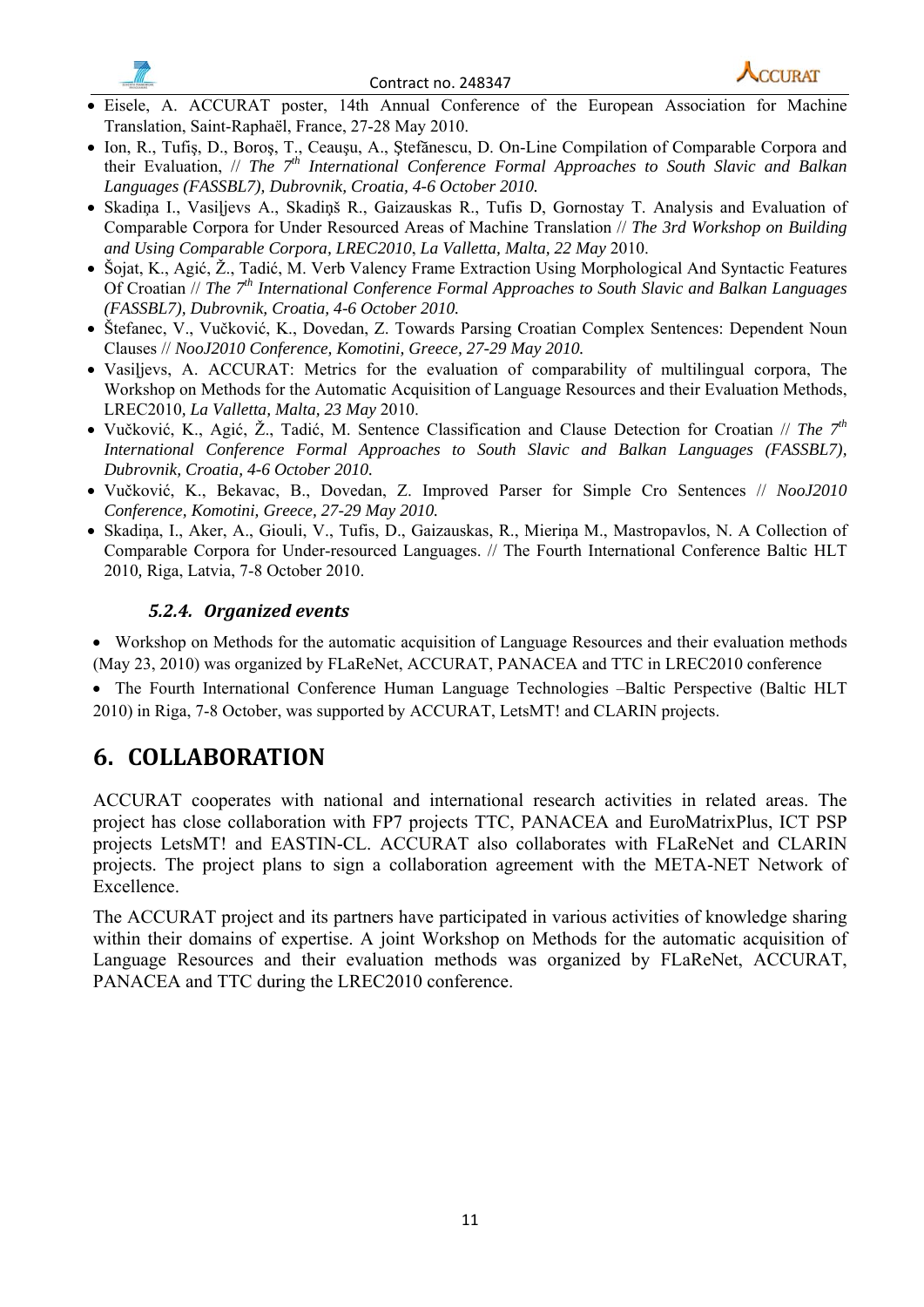- Eisele, A. ACCURAT poster, 14th Annual Conference of the European Association for Machine Translation, Saint-Raphaël, France, 27-28 May 2010.
- Ion, R., Tufiş, D., Boroş, T., Ceauşu, A., Ştefănescu, D. On-Line Compilation of Comparable Corpora and their Evaluation, // *The 7th International Conference Formal Approaches to South Slavic and Balkan Languages (FASSBL7), Dubrovnik, Croatia, 4-6 October 2010.*
- Skadiņa I., Vasiļjevs A., Skadiņš R., Gaizauskas R., Tufis D, Gornostay T. Analysis and Evaluation of Comparable Corpora for Under Resourced Areas of Machine Translation // *The 3rd Workshop on Building and Using Comparable Corpora, LREC2010*, *La Valletta, Malta, 22 May* 2010.
- Šojat, K., Agić, Ž., Tadić, M. Verb Valency Frame Extraction Using Morphological And Syntactic Features Of Croatian // *The 7th International Conference Formal Approaches to South Slavic and Balkan Languages (FASSBL7), Dubrovnik, Croatia, 4-6 October 2010.*
- Štefanec, V., Vučković, K., Dovedan, Z. Towards Parsing Croatian Complex Sentences: Dependent Noun Clauses // *NooJ2010 Conference, Komotini, Greece, 27-29 May 2010.*
- Vasiļjevs, A. ACCURAT: Metrics for the evaluation of comparability of multilingual corpora, The Workshop on Methods for the Automatic Acquisition of Language Resources and their Evaluation Methods, LREC2010, *La Valletta, Malta, 23 May* 2010.
- Vučković, K., Agić, Ž., Tadić, M. Sentence Classification and Clause Detection for Croatian // *The 7th International Conference Formal Approaches to South Slavic and Balkan Languages (FASSBL7), Dubrovnik, Croatia, 4-6 October 2010.*
- Vučković, K., Bekavac, B., Dovedan, Z. Improved Parser for Simple Cro Sentences // *NooJ2010 Conference, Komotini, Greece, 27-29 May 2010.*
- Skadiņa, I., Aker, A., Giouli, V., Tufis, D., Gaizauskas, R., Mieriņa M., Mastropavlos, N. A Collection of Comparable Corpora for Under-resourced Languages. // The Fourth International Conference Baltic HLT 2010, Riga, Latvia, 7-8 October 2010.

### *5.2.4. Organized events*

- Workshop on Methods for the automatic acquisition of Language Resources and their evaluation methods (May 23, 2010) was organized by FLaReNet, ACCURAT, PANACEA and TTC in LREC2010 conference
- The Fourth International Conference Human Language Technologies –Baltic Perspective (Baltic HLT 2010) in Riga, 7-8 October, was supported by ACCURAT, LetsMT! and CLARIN projects.

# 6. COLLABORATION

ACCURAT cooperates with national and international research activities in related areas. The project has close collaboration with FP7 projects TTC, PANACEA and EuroMatrixPlus, ICT PSP projects LetsMT! and EASTIN-CL. ACCURAT also collaborates with FLaReNet and CLARIN projects. The project plans to sign a collaboration agreement with the META-NET Network of Excellence.

The ACCURAT project and its partners have participated in various activities of knowledge sharing within their domains of expertise. A joint Workshop on Methods for the automatic acquisition of Language Resources and their evaluation methods was organized by FLaReNet, ACCURAT, PANACEA and TTC during the LREC2010 conference.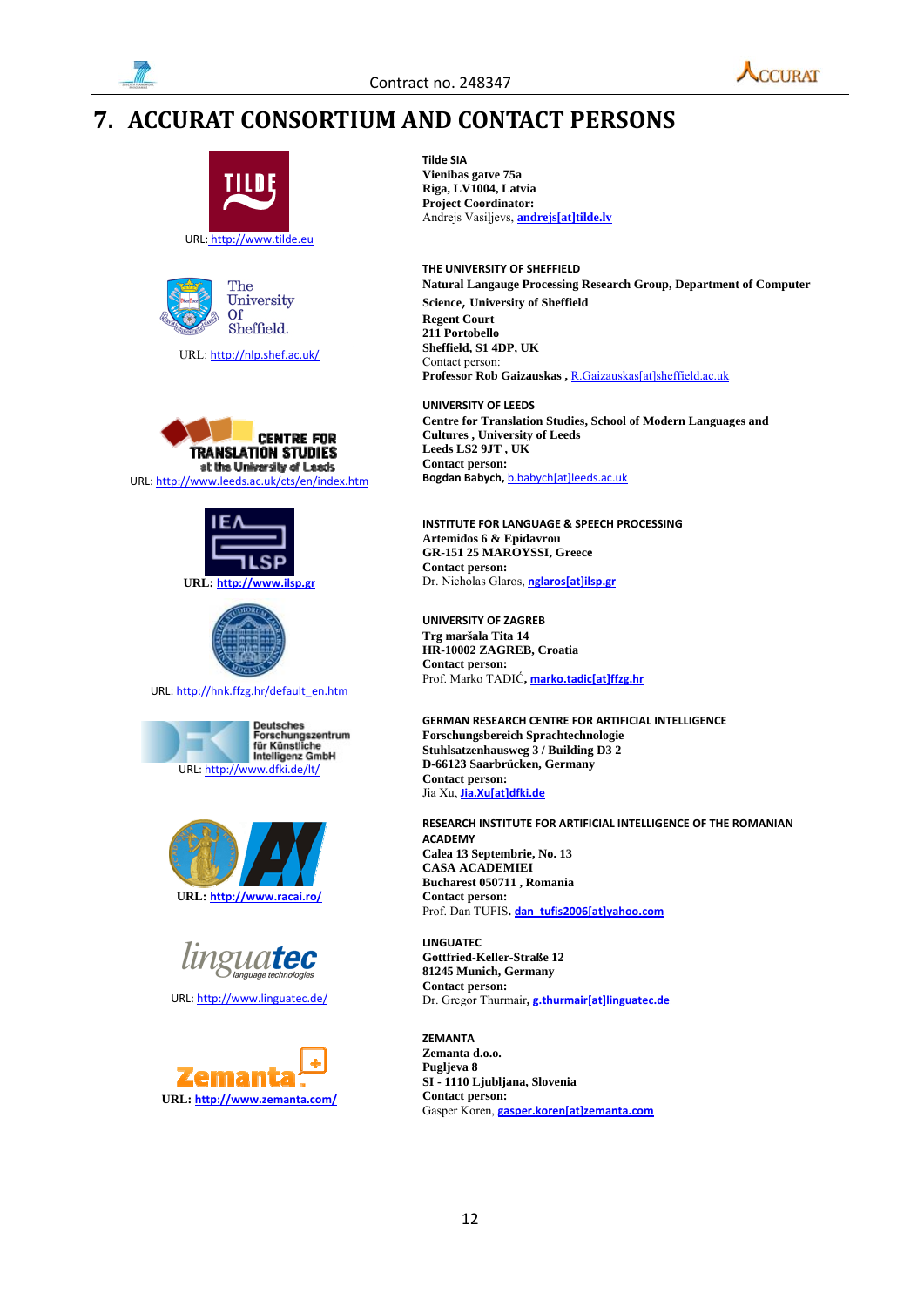# 7. ACCURAT CONSORTIUM AND CONTACT PERSONS

URL: http://www.tilde.eu

**Tilde SIA**
**Vienibas gatve 75a**
**Riga, LV1004, Latvia**
**Project Coordinator:**
Andrejs Vasiļjevs, **andrejs[at]tilde.lv**

URL: http://nlp.shef.ac.uk/

**THE UNIVERSITY OF SHEFFIELD**
**Natural Langauge Processing Research Group, Department of Computer Science, University of Sheffield**
**Regent Court**
**211 Portobello**
**Sheffield, S1 4DP, UK**
Contact person:
**Professor Rob Gaizauskas ,** R.Gaizauskas[at]sheffield.ac.uk

URL: http://www.leeds.ac.uk/cts/en/index.htm

**UNIVERSITY OF LEEDS**
**Centre for Translation Studies, School of Modern Languages and Cultures , University of Leeds**
**Leeds LS2 9JT , UK**
**Contact person:**
**Bogdan Babych,** b.babych[at]leeds.ac.uk

**URL: http://www.ilsp.gr**

**INSTITUTE FOR LANGUAGE & SPEECH PROCESSING**
**Artemidos 6 & Epidavrou**
**GR-151 25 MAROYSSI, Greece**
**Contact person:**
Dr. Nicholas Glaros, **nglaros[at]ilsp.gr**

URL: http://hnk.ffzg.hr/default_en.htm

**UNIVERSITY OF ZAGREB**
**Trg maršala Tita 14**
**HR-10002 ZAGREB, Croatia**
**Contact person:**
Prof. Marko TADIĆ, **marko.tadic[at]ffzg.hr**

URL: http://www.dfki.de/lt/

**GERMAN RESEARCH CENTRE FOR ARTIFICIAL INTELLIGENCE**
**Forschungsbereich Sprachtechnologie**
**Stuhlsatzenhausweg 3 / Building D3 2**
**D-66123 Saarbrücken, Germany**
**Contact person:**
Jia Xu, **Jia.Xu[at]dfki.de**

**URL: http://www.racai.ro/**

**RESEARCH INSTITUTE FOR ARTIFICIAL INTELLIGENCE OF THE ROMANIAN ACADEMY**
**Calea 13 Septembrie, No. 13**
**CASA ACADEMIEI**
**Bucharest 050711 , Romania**
**Contact person:**
Prof. Dan TUFIS**. dan_tufis2006[at]yahoo.com**

URL: http://www.linguatec.de/

**LINGUATEC**
**Gottfried-Keller-Straße 12**
**81245 Munich, Germany**
**Contact person:**
Dr. Gregor Thurmair**, g.thurmair[at]linguatec.de**

**URL: http://www.zemanta.com/**

**ZEMANTA**
**Zemanta d.o.o.**
**Pugljeva 8**
**SI - 1110 Ljubljana, Slovenia**
**Contact person:**
Gasper Koren, **gasper.koren[at]zemanta.com**